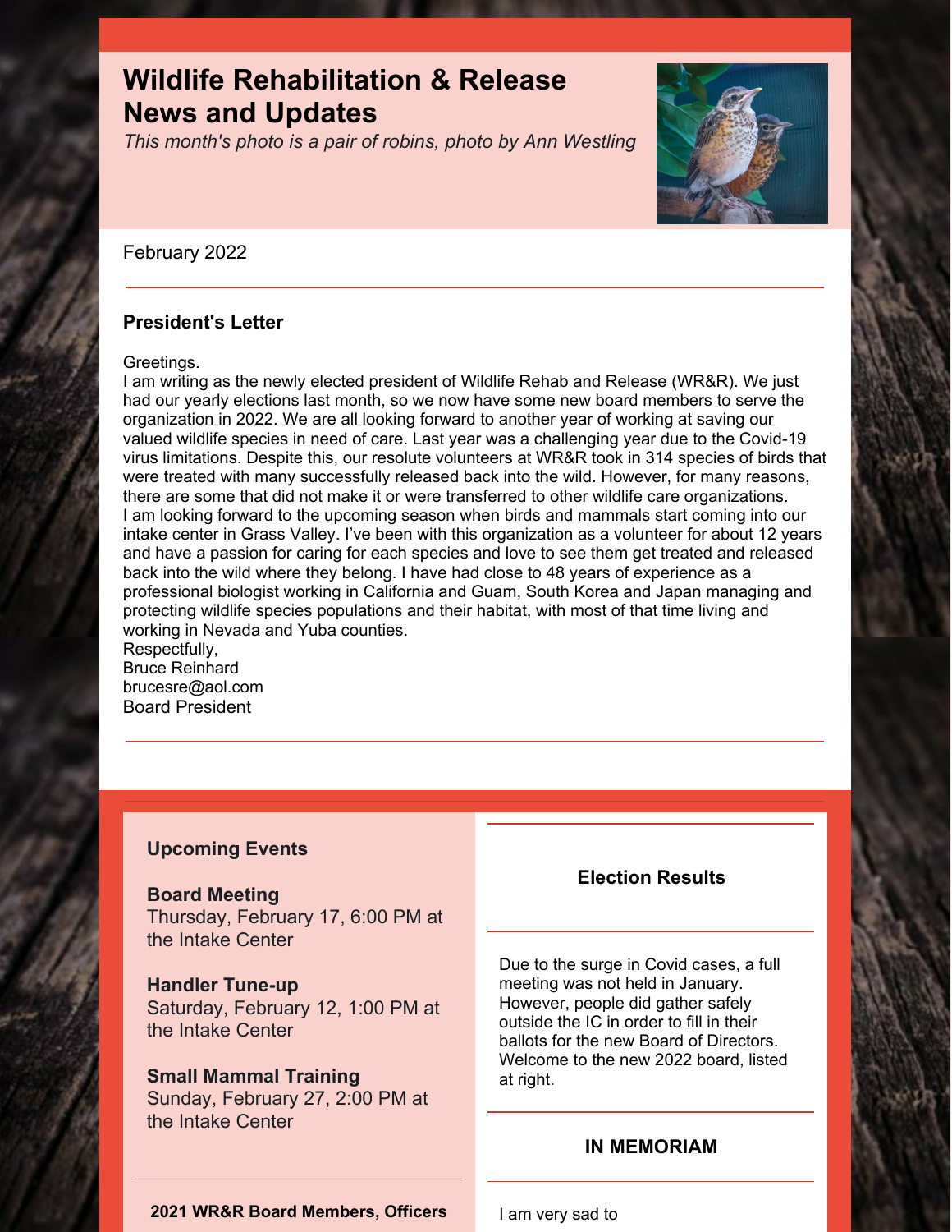# Wildlife Rehabilitation & Release News and Updates

*This month's photo is a pair of robins, photo by Ann Westling*

February 2022

## President's Letter

Greetings.

I am writing as the newly elected president of Wildlife Rehab and Release (WR&R). We just had our yearly elections last month, so we now have some new board members to serve the organization in 2022. We are all looking forward to another year of working at saving our valued wildlife species in need of care. Last year was a challenging year due to the Covid-19 virus limitations. Despite this, our resolute volunteers at WR&R took in 314 species of birds that were treated with many successfully released back into the wild. However, for many reasons, there are some that did not make it or were transferred to other wildlife care organizations.

I am looking forward to the upcoming season when birds and mammals start coming into our intake center in Grass Valley. I've been with this organization as a volunteer for about 12 years and have a passion for caring for each species and love to see them get treated and released back into the wild where they belong. I have had close to 48 years of experience as a professional biologist working in California and Guam, South Korea and Japan managing and protecting wildlife species populations and their habitat, with most of that time living and working in Nevada and Yuba counties.

Respectfully,
Bruce Reinhard
brucesre@aol.com
Board President

## Upcoming Events

**Board Meeting**
Thursday, February 17, 6:00 PM at the Intake Center

**Handler Tune-up**
Saturday, February 12, 1:00 PM at the Intake Center

**Small Mammal Training**
Sunday, February 27, 2:00 PM at the Intake Center

## Election Results

Due to the surge in Covid cases, a full meeting was not held in January. However, people did gather safely outside the IC in order to fill in their ballots for the new Board of Directors. Welcome to the new 2022 board, listed at right.

## IN MEMORIAM

I am very sad to

**2021 WR&R Board Members, Officers**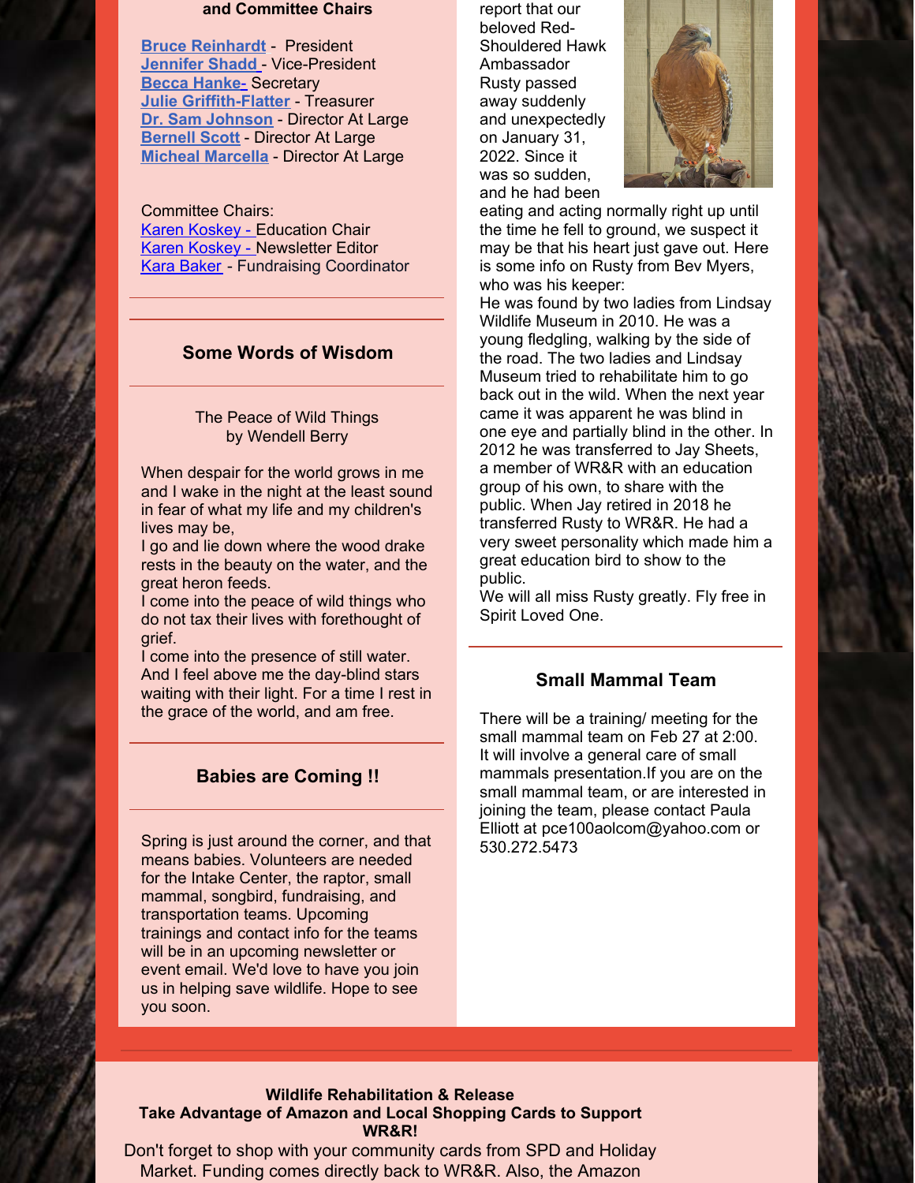**and Committee Chairs**

**Bruce Reinhardt** - President
**Jennifer Shadd** - Vice-President
**Becca Hanke-** Secretary
**Julie Griffith-Flatter** - Treasurer
**Dr. Sam Johnson** - Director At Large
**Bernell Scott** - Director At Large
**Micheal Marcella** - Director At Large

Committee Chairs:
Karen Koskey - Education Chair
Karen Koskey - Newsletter Editor
Kara Baker - Fundraising Coordinator

## Some Words of Wisdom

The Peace of Wild Things
by Wendell Berry

When despair for the world grows in me and I wake in the night at the least sound in fear of what my life and my children's lives may be,
I go and lie down where the wood drake rests in the beauty on the water, and the great heron feeds.
I come into the peace of wild things who do not tax their lives with forethought of grief.
I come into the presence of still water.
And I feel above me the day-blind stars waiting with their light. For a time I rest in the grace of the world, and am free.

## Babies are Coming !!

Spring is just around the corner, and that means babies. Volunteers are needed for the Intake Center, the raptor, small mammal, songbird, fundraising, and transportation teams. Upcoming trainings and contact info for the teams will be in an upcoming newsletter or event email. We'd love to have you join us in helping save wildlife. Hope to see you soon.

report that our beloved Red-Shouldered Hawk Ambassador Rusty passed away suddenly and unexpectedly on January 31, 2022. Since it was so sudden, and he had been eating and acting normally right up until the time he fell to ground, we suspect it may be that his heart just gave out. Here is some info on Rusty from Bev Myers, who was his keeper:
He was found by two ladies from Lindsay Wildlife Museum in 2010. He was a young fledgling, walking by the side of the road. The two ladies and Lindsay Museum tried to rehabilitate him to go back out in the wild. When the next year came it was apparent he was blind in one eye and partially blind in the other. In 2012 he was transferred to Jay Sheets, a member of WR&R with an education group of his own, to share with the public. When Jay retired in 2018 he transferred Rusty to WR&R. He had a very sweet personality which made him a great education bird to show to the public.
We will all miss Rusty greatly. Fly free in Spirit Loved One.

## Small Mammal Team

There will be a training/ meeting for the small mammal team on Feb 27 at 2:00. It will involve a general care of small mammals presentation.If you are on the small mammal team, or are interested in joining the team, please contact Paula Elliott at pce100aolcom@yahoo.com or 530.272.5473

**Wildlife Rehabilitation & Release**
**Take Advantage of Amazon and Local Shopping Cards to Support WR&R!**
Don't forget to shop with your community cards from SPD and Holiday Market. Funding comes directly back to WR&R. Also, the Amazon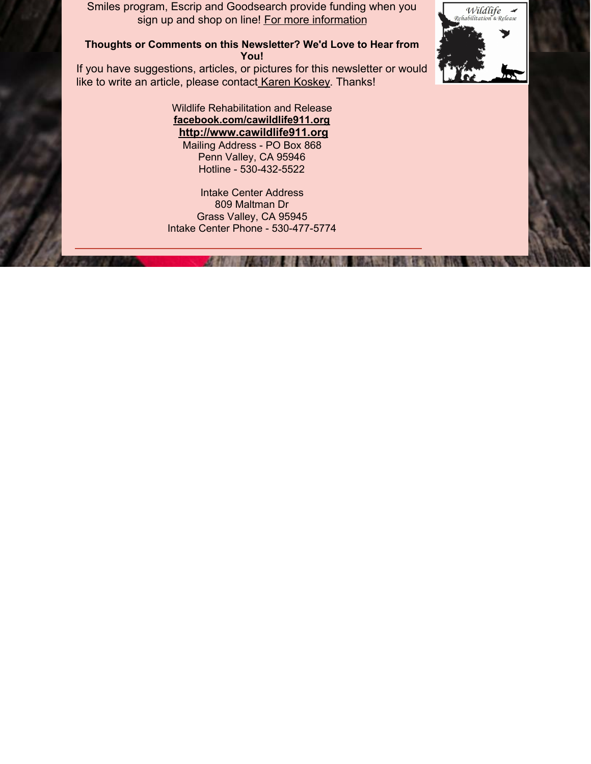Smiles program, Escrip and Goodsearch provide funding when you sign up and shop on line! For more information

**Thoughts or Comments on this Newsletter? We'd Love to Hear from You!**

If you have suggestions, articles, or pictures for this newsletter or would like to write an article, please contact Karen Koskey. Thanks!

Wildlife Rehabilitation and Release
**facebook.com/cawildlife911.org**
**http://www.cawildlife911.org**
Mailing Address - PO Box 868
Penn Valley, CA 95946
Hotline - 530-432-5522

Intake Center Address
809 Maltman Dr
Grass Valley, CA 95945
Intake Center Phone - 530-477-5774